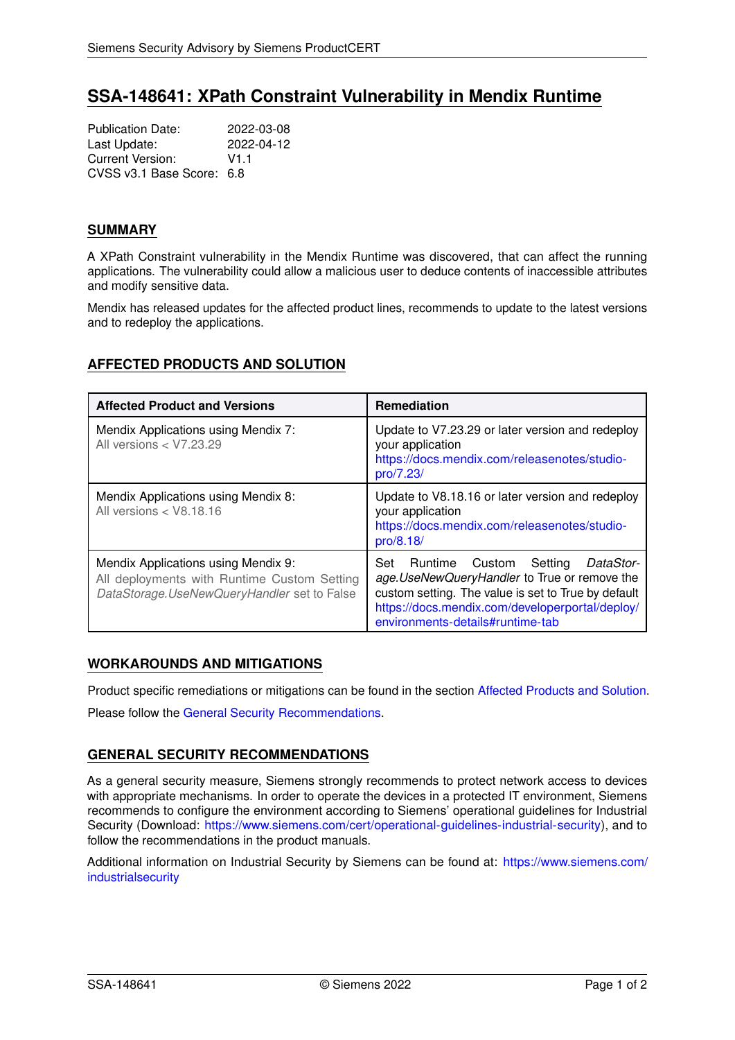# SSA-148641: XPath Constraint Vulnerability in Mendix Runtime

Publication Date: 2022-03-08
Last Update: 2022-04-12
Current Version: V1.1
CVSS v3.1 Base Score: 6.8

## SUMMARY

A XPath Constraint vulnerability in the Mendix Runtime was discovered, that can affect the running applications. The vulnerability could allow a malicious user to deduce contents of inaccessible attributes and modify sensitive data.

Mendix has released updates for the affected product lines, recommends to update to the latest versions and to redeploy the applications.

## AFFECTED PRODUCTS AND SOLUTION

| Affected Product and Versions | Remediation |
| --- | --- |
| Mendix Applications using Mendix 7:<br>All versions < V7.23.29 | Update to V7.23.29 or later version and redeploy your application<br>https://docs.mendix.com/releasenotes/studio-pro/7.23/ |
| Mendix Applications using Mendix 8:<br>All versions < V8.18.16 | Update to V8.18.16 or later version and redeploy your application<br>https://docs.mendix.com/releasenotes/studio-pro/8.18/ |
| Mendix Applications using Mendix 9:<br>All deployments with Runtime Custom Setting *DataStorage.UseNewQueryHandler* set to False | Set Runtime Custom Setting *DataStorage.UseNewQueryHandler* to True or remove the custom setting. The value is set to True by default<br>https://docs.mendix.com/developerportal/deploy/environments-details#runtime-tab |

## WORKAROUNDS AND MITIGATIONS

Product specific remediations or mitigations can be found in the section Affected Products and Solution.

Please follow the General Security Recommendations.

## GENERAL SECURITY RECOMMENDATIONS

As a general security measure, Siemens strongly recommends to protect network access to devices with appropriate mechanisms. In order to operate the devices in a protected IT environment, Siemens recommends to configure the environment according to Siemens' operational guidelines for Industrial Security (Download: https://www.siemens.com/cert/operational-guidelines-industrial-security), and to follow the recommendations in the product manuals.

Additional information on Industrial Security by Siemens can be found at: https://www.siemens.com/industrialsecurity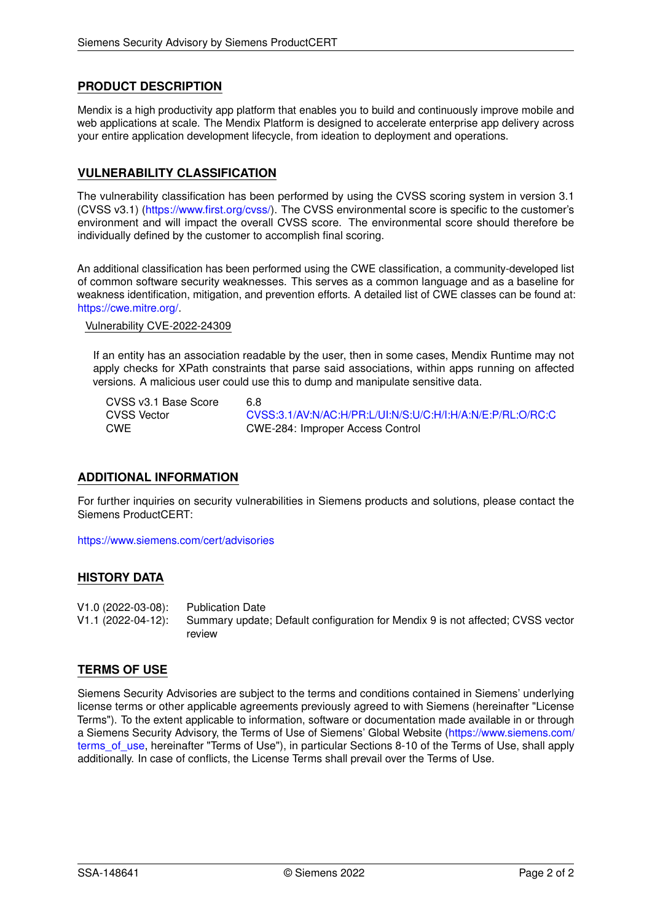## PRODUCT DESCRIPTION

Mendix is a high productivity app platform that enables you to build and continuously improve mobile and web applications at scale. The Mendix Platform is designed to accelerate enterprise app delivery across your entire application development lifecycle, from ideation to deployment and operations.

## VULNERABILITY CLASSIFICATION

The vulnerability classification has been performed by using the CVSS scoring system in version 3.1 (CVSS v3.1) (https://www.first.org/cvss/). The CVSS environmental score is specific to the customer's environment and will impact the overall CVSS score. The environmental score should therefore be individually defined by the customer to accomplish final scoring.

An additional classification has been performed using the CWE classification, a community-developed list of common software security weaknesses. This serves as a common language and as a baseline for weakness identification, mitigation, and prevention efforts. A detailed list of CWE classes can be found at: https://cwe.mitre.org/.

### Vulnerability CVE-2022-24309

If an entity has an association readable by the user, then in some cases, Mendix Runtime may not apply checks for XPath constraints that parse said associations, within apps running on affected versions. A malicious user could use this to dump and manipulate sensitive data.

| | |
|---|---|
| CVSS v3.1 Base Score | 6.8 |
| CVSS Vector | CVSS:3.1/AV:N/AC:H/PR:L/UI:N/S:U/C:H/I:H/A:N/E:P/RL:O/RC:C |
| CWE | CWE-284: Improper Access Control |

## ADDITIONAL INFORMATION

For further inquiries on security vulnerabilities in Siemens products and solutions, please contact the Siemens ProductCERT:

https://www.siemens.com/cert/advisories

## HISTORY DATA

| | |
|---|---|
| V1.0 (2022-03-08): | Publication Date |
| V1.1 (2022-04-12): | Summary update; Default configuration for Mendix 9 is not affected; CVSS vector review |

## TERMS OF USE

Siemens Security Advisories are subject to the terms and conditions contained in Siemens' underlying license terms or other applicable agreements previously agreed to with Siemens (hereinafter "License Terms"). To the extent applicable to information, software or documentation made available in or through a Siemens Security Advisory, the Terms of Use of Siemens' Global Website (https://www.siemens.com/terms_of_use, hereinafter "Terms of Use"), in particular Sections 8-10 of the Terms of Use, shall apply additionally. In case of conflicts, the License Terms shall prevail over the Terms of Use.